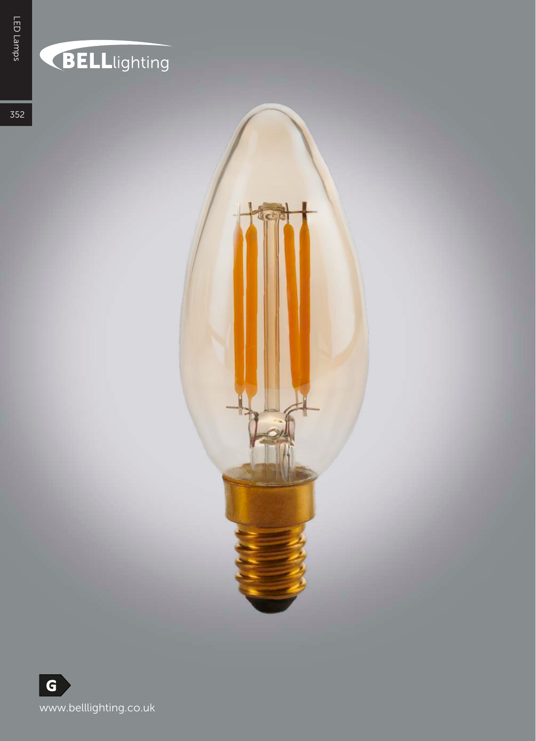BELLlighting

G

www.belllighting.co.uk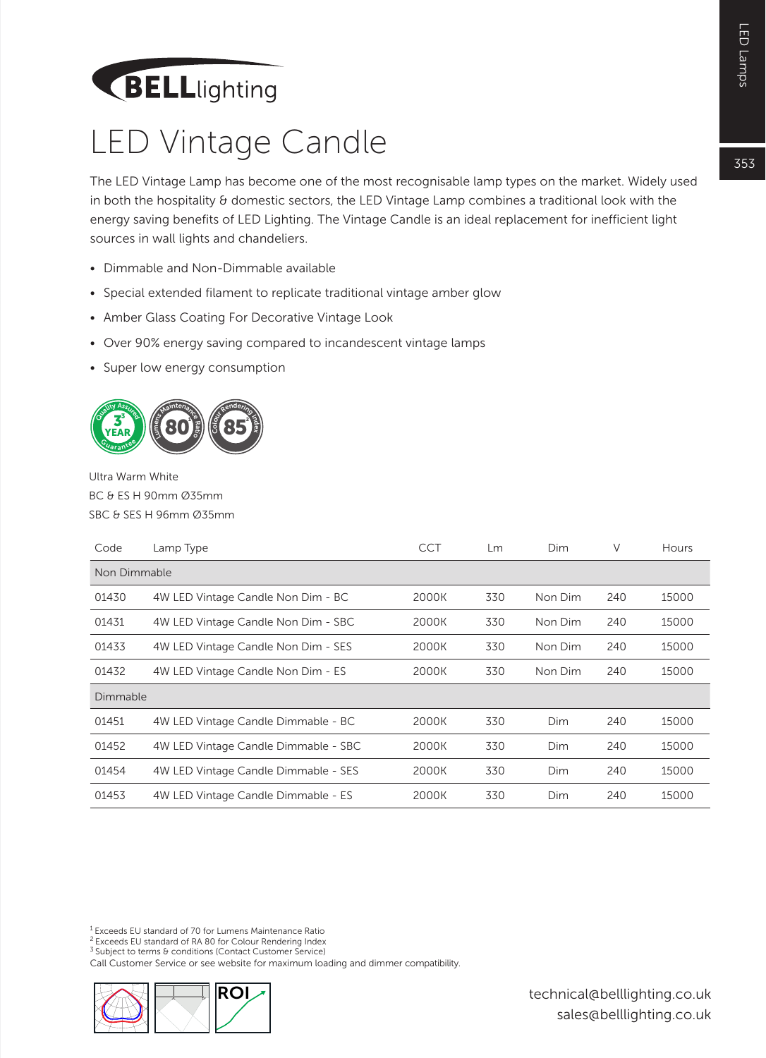# LED Vintage Candle

The LED Vintage Lamp has become one of the most recognisable lamp types on the market. Widely used in both the hospitality & domestic sectors, the LED Vintage Lamp combines a traditional look with the energy saving benefits of LED Lighting. The Vintage Candle is an ideal replacement for inefficient light sources in wall lights and chandeliers.

- Dimmable and Non-Dimmable available
- Special extended filament to replicate traditional vintage amber glow
- Amber Glass Coating For Decorative Vintage Look
- Over 90% energy saving compared to incandescent vintage lamps
- Super low energy consumption

Ultra Warm White
BC & ES H 90mm Ø35mm
SBC & SES H 96mm Ø35mm

| Code | Lamp Type | CCT | Lm | Dim | V | Hours |
|---|---|---|---|---|---|---|
| Non Dimmable | | | | | | |
| 01430 | 4W LED Vintage Candle Non Dim - BC | 2000K | 330 | Non Dim | 240 | 15000 |
| 01431 | 4W LED Vintage Candle Non Dim - SBC | 2000K | 330 | Non Dim | 240 | 15000 |
| 01433 | 4W LED Vintage Candle Non Dim - SES | 2000K | 330 | Non Dim | 240 | 15000 |
| 01432 | 4W LED Vintage Candle Non Dim - ES | 2000K | 330 | Non Dim | 240 | 15000 |
| Dimmable | | | | | | |
| 01451 | 4W LED Vintage Candle Dimmable - BC | 2000K | 330 | Dim | 240 | 15000 |
| 01452 | 4W LED Vintage Candle Dimmable - SBC | 2000K | 330 | Dim | 240 | 15000 |
| 01454 | 4W LED Vintage Candle Dimmable - SES | 2000K | 330 | Dim | 240 | 15000 |
| 01453 | 4W LED Vintage Candle Dimmable - ES | 2000K | 330 | Dim | 240 | 15000 |

[1] Exceeds EU standard of 70 for Lumens Maintenance Ratio
[2] Exceeds EU standard of RA 80 for Colour Rendering Index
[3] Subject to terms & conditions (Contact Customer Service)
Call Customer Service or see website for maximum loading and dimmer compatibility.

technical@belllighting.co.uk
sales@belllighting.co.uk